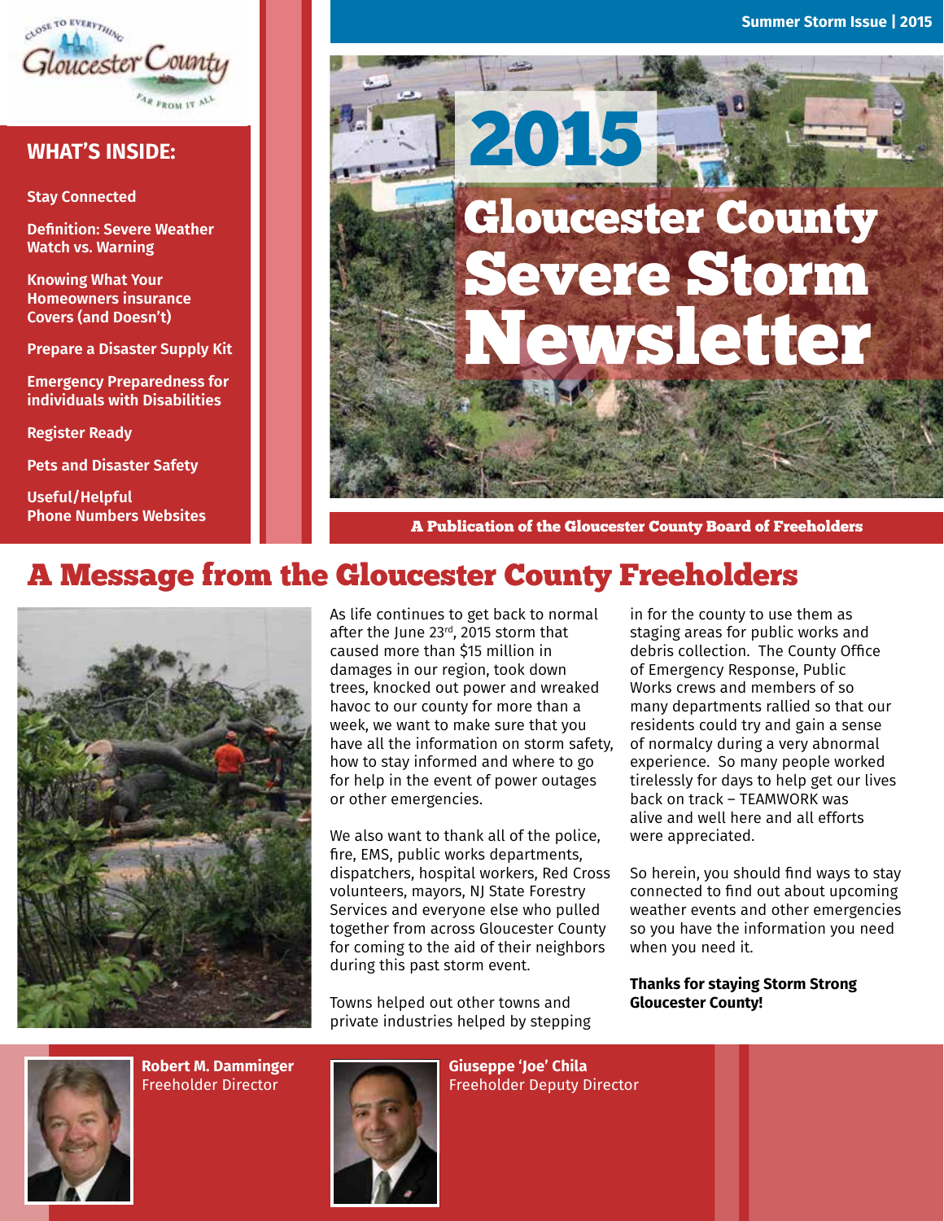Summer Storm Issue | 2015

# 2015 Gloucester County Severe Storm Newsletter

A Publication of the Gloucester County Board of Freeholders

## WHAT'S INSIDE:

- Stay Connected
- Definition: Severe Weather Watch vs. Warning
- Knowing What Your Homeowners insurance Covers (and Doesn't)
- Prepare a Disaster Supply Kit
- Emergency Preparedness for individuals with Disabilities
- Register Ready
- Pets and Disaster Safety
- Useful/Helpful Phone Numbers Websites

## A Message from the Gloucester County Freeholders

As life continues to get back to normal after the June 23rd, 2015 storm that caused more than $15 million in damages in our region, took down trees, knocked out power and wreaked havoc to our county for more than a week, we want to make sure that you have all the information on storm safety, how to stay informed and where to go for help in the event of power outages or other emergencies.

We also want to thank all of the police, fire, EMS, public works departments, dispatchers, hospital workers, Red Cross volunteers, mayors, NJ State Forestry Services and everyone else who pulled together from across Gloucester County for coming to the aid of their neighbors during this past storm event.

Towns helped out other towns and private industries helped by stepping in for the county to use them as staging areas for public works and debris collection. The County Office of Emergency Response, Public Works crews and members of so many departments rallied so that our residents could try and gain a sense of normalcy during a very abnormal experience. So many people worked tirelessly for days to help get our lives back on track – TEAMWORK was alive and well here and all efforts were appreciated.

So herein, you should find ways to stay connected to find out about upcoming weather events and other emergencies so you have the information you need when you need it.

**Thanks for staying Storm Strong Gloucester County!**

**Robert M. Damminger**
Freeholder Director

**Giuseppe 'Joe' Chila**
Freeholder Deputy Director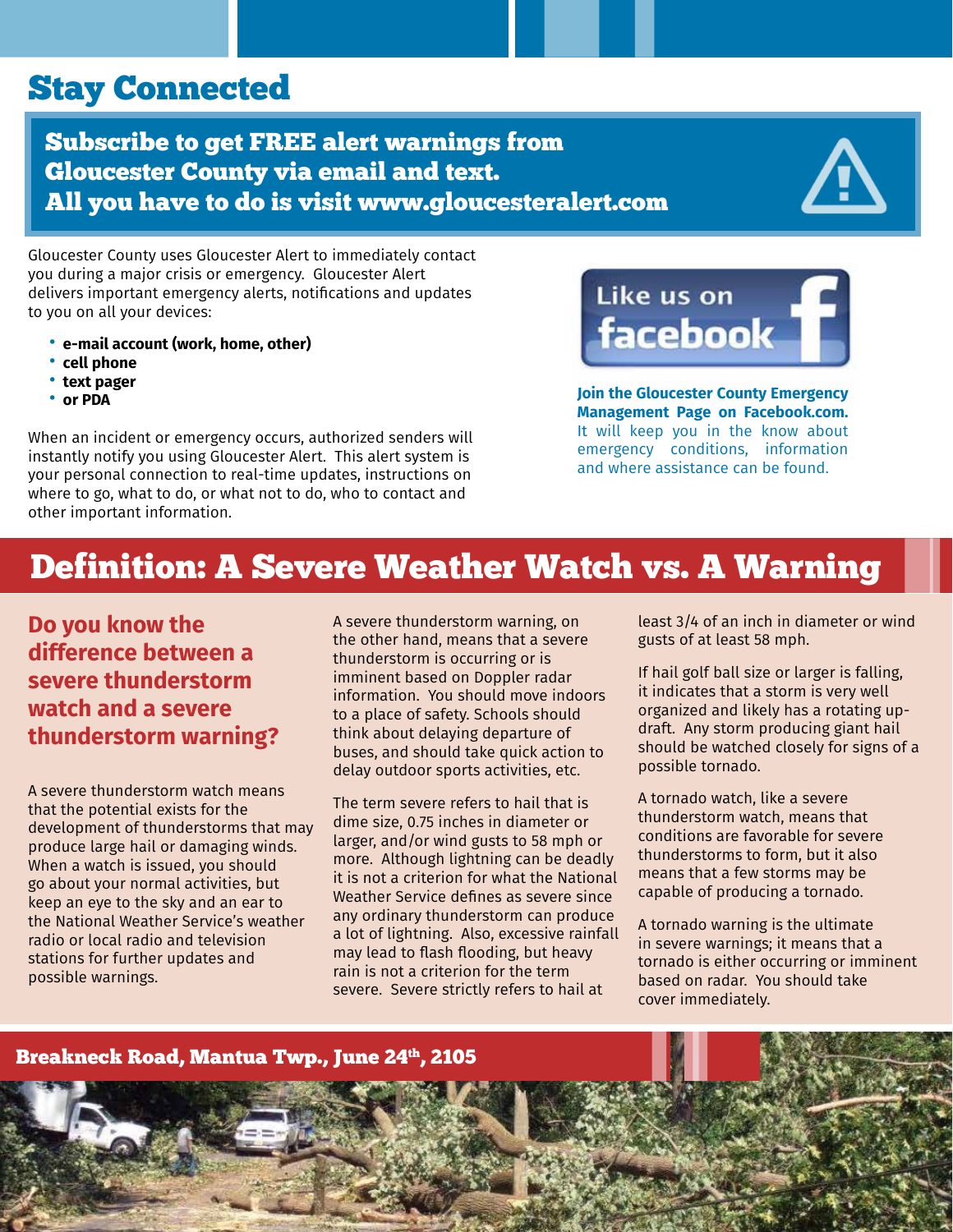# Stay Connected

**Subscribe to get FREE alert warnings from Gloucester County via email and text. All you have to do is visit www.gloucesteralert.com**

Gloucester County uses Gloucester Alert to immediately contact you during a major crisis or emergency. Gloucester Alert delivers important emergency alerts, notifications and updates to you on all your devices:

- **e-mail account (work, home, other)**
- **cell phone**
- **text pager**
- **or PDA**

When an incident or emergency occurs, authorized senders will instantly notify you using Gloucester Alert. This alert system is your personal connection to real-time updates, instructions on where to go, what to do, or what not to do, who to contact and other important information.

Like us on facebook

**Join the Gloucester County Emergency Management Page on Facebook.com.** It will keep you in the know about emergency conditions, information and where assistance can be found.

# Definition: A Severe Weather Watch vs. A Warning

## Do you know the difference between a severe thunderstorm watch and a severe thunderstorm warning?

A severe thunderstorm watch means that the potential exists for the development of thunderstorms that may produce large hail or damaging winds. When a watch is issued, you should go about your normal activities, but keep an eye to the sky and an ear to the National Weather Service's weather radio or local radio and television stations for further updates and possible warnings.

A severe thunderstorm warning, on the other hand, means that a severe thunderstorm is occurring or is imminent based on Doppler radar information. You should move indoors to a place of safety. Schools should think about delaying departure of buses, and should take quick action to delay outdoor sports activities, etc.

The term severe refers to hail that is dime size, 0.75 inches in diameter or larger, and/or wind gusts to 58 mph or more. Although lightning can be deadly it is not a criterion for what the National Weather Service defines as severe since any ordinary thunderstorm can produce a lot of lightning. Also, excessive rainfall may lead to flash flooding, but heavy rain is not a criterion for the term severe. Severe strictly refers to hail at least 3/4 of an inch in diameter or wind gusts of at least 58 mph.

If hail golf ball size or larger is falling, it indicates that a storm is very well organized and likely has a rotating up-draft. Any storm producing giant hail should be watched closely for signs of a possible tornado.

A tornado watch, like a severe thunderstorm watch, means that conditions are favorable for severe thunderstorms to form, but it also means that a few storms may be capable of producing a tornado.

A tornado warning is the ultimate in severe warnings; it means that a tornado is either occurring or imminent based on radar. You should take cover immediately.

**Breakneck Road, Mantua Twp., June 24th, 2105**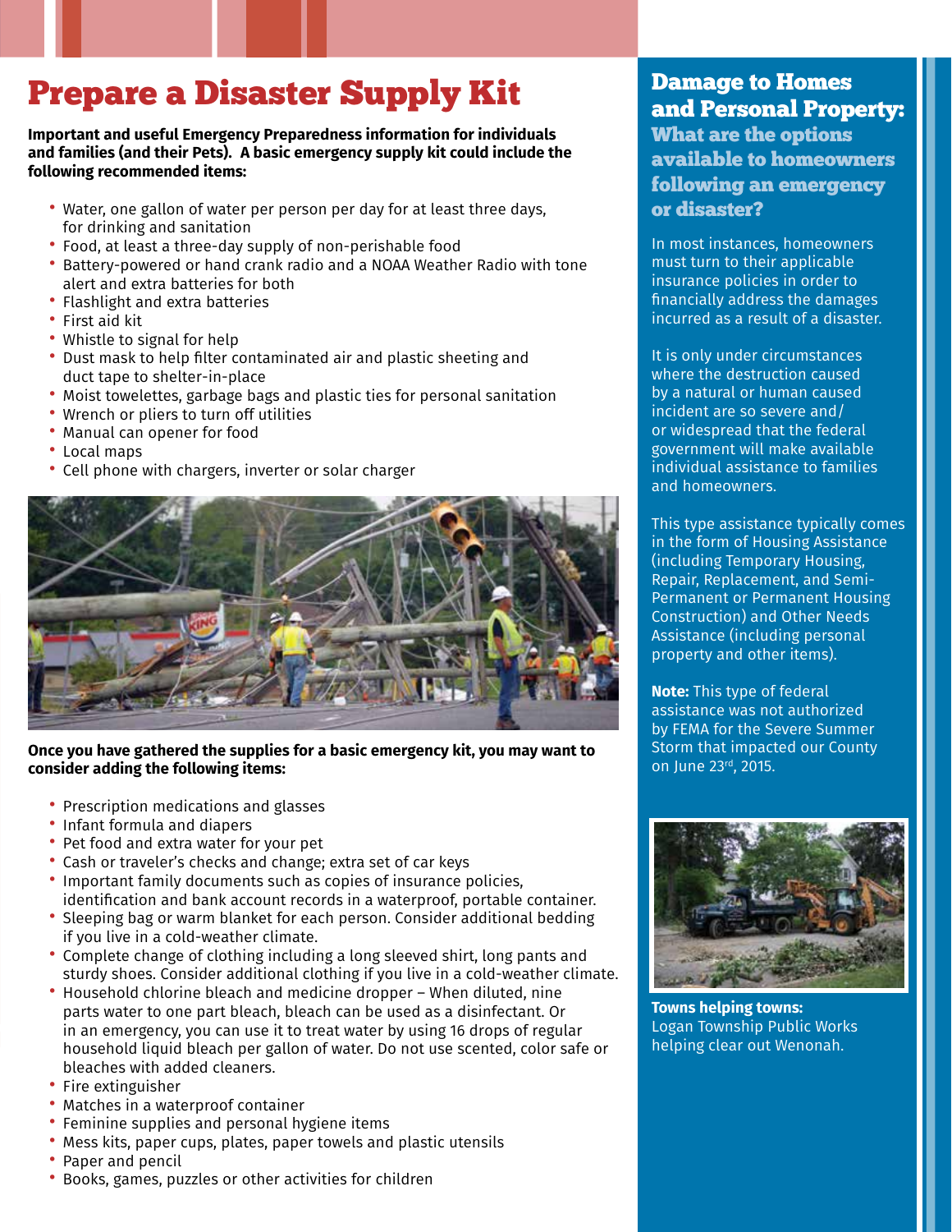# Prepare a Disaster Supply Kit

**Important and useful Emergency Preparedness information for individuals and families (and their Pets). A basic emergency supply kit could include the following recommended items:**

- Water, one gallon of water per person per day for at least three days, for drinking and sanitation
- Food, at least a three-day supply of non-perishable food
- Battery-powered or hand crank radio and a NOAA Weather Radio with tone alert and extra batteries for both
- Flashlight and extra batteries
- First aid kit
- Whistle to signal for help
- Dust mask to help filter contaminated air and plastic sheeting and duct tape to shelter-in-place
- Moist towelettes, garbage bags and plastic ties for personal sanitation
- Wrench or pliers to turn off utilities
- Manual can opener for food
- Local maps
- Cell phone with chargers, inverter or solar charger

**Once you have gathered the supplies for a basic emergency kit, you may want to consider adding the following items:**

- Prescription medications and glasses
- Infant formula and diapers
- Pet food and extra water for your pet
- Cash or traveler's checks and change; extra set of car keys
- Important family documents such as copies of insurance policies, identification and bank account records in a waterproof, portable container.
- Sleeping bag or warm blanket for each person. Consider additional bedding if you live in a cold-weather climate.
- Complete change of clothing including a long sleeved shirt, long pants and sturdy shoes. Consider additional clothing if you live in a cold-weather climate.
- Household chlorine bleach and medicine dropper – When diluted, nine parts water to one part bleach, bleach can be used as a disinfectant. Or in an emergency, you can use it to treat water by using 16 drops of regular household liquid bleach per gallon of water. Do not use scented, color safe or bleaches with added cleaners.
- Fire extinguisher
- Matches in a waterproof container
- Feminine supplies and personal hygiene items
- Mess kits, paper cups, plates, paper towels and plastic utensils
- Paper and pencil
- Books, games, puzzles or other activities for children

## Damage to Homes and Personal Property:

### What are the options available to homeowners following an emergency or disaster?

In most instances, homeowners must turn to their applicable insurance policies in order to financially address the damages incurred as a result of a disaster.

It is only under circumstances where the destruction caused by a natural or human caused incident are so severe and/or widespread that the federal government will make available individual assistance to families and homeowners.

This type assistance typically comes in the form of Housing Assistance (including Temporary Housing, Repair, Replacement, and Semi-Permanent or Permanent Housing Construction) and Other Needs Assistance (including personal property and other items).

**Note:** This type of federal assistance was not authorized by FEMA for the Severe Summer Storm that impacted our County on June 23rd, 2015.

**Towns helping towns:** Logan Township Public Works helping clear out Wenonah.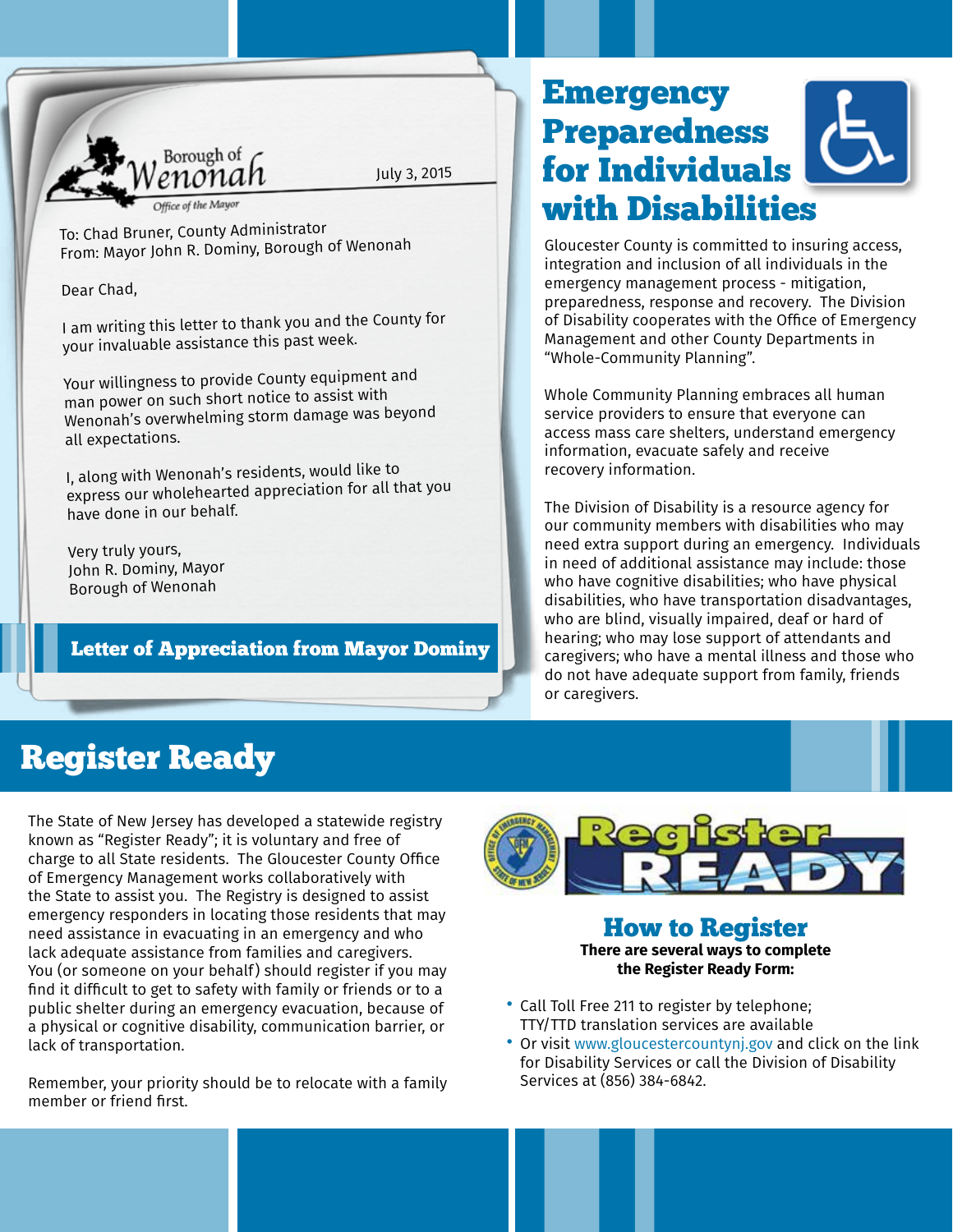Borough of Wenonah

*Office of the Mayor*

July 3, 2015

To: Chad Bruner, County Administrator
From: Mayor John R. Dominy, Borough of Wenonah

Dear Chad,

I am writing this letter to thank you and the County for your invaluable assistance this past week.

Your willingness to provide County equipment and man power on such short notice to assist with Wenonah's overwhelming storm damage was beyond all expectations.

I, along with Wenonah's residents, would like to express our wholehearted appreciation for all that you have done in our behalf.

Very truly yours,
John R. Dominy, Mayor
Borough of Wenonah

**Letter of Appreciation from Mayor Dominy**

# Emergency Preparedness for Individuals with Disabilities

Gloucester County is committed to insuring access, integration and inclusion of all individuals in the emergency management process - mitigation, preparedness, response and recovery. The Division of Disability cooperates with the Office of Emergency Management and other County Departments in "Whole-Community Planning".

Whole Community Planning embraces all human service providers to ensure that everyone can access mass care shelters, understand emergency information, evacuate safely and receive recovery information.

The Division of Disability is a resource agency for our community members with disabilities who may need extra support during an emergency. Individuals in need of additional assistance may include: those who have cognitive disabilities; who have physical disabilities, who have transportation disadvantages, who are blind, visually impaired, deaf or hard of hearing; who may lose support of attendants and caregivers; who have a mental illness and those who do not have adequate support from family, friends or caregivers.

# Register Ready

The State of New Jersey has developed a statewide registry known as "Register Ready"; it is voluntary and free of charge to all State residents. The Gloucester County Office of Emergency Management works collaboratively with the State to assist you. The Registry is designed to assist emergency responders in locating those residents that may need assistance in evacuating in an emergency and who lack adequate assistance from families and caregivers. You (or someone on your behalf) should register if you may find it difficult to get to safety with family or friends or to a public shelter during an emergency evacuation, because of a physical or cognitive disability, communication barrier, or lack of transportation.

Remember, your priority should be to relocate with a family member or friend first.

## How to Register

**There are several ways to complete the Register Ready Form:**

- Call Toll Free 211 to register by telephone; TTY/TTD translation services are available
- Or visit www.gloucestercountynj.gov and click on the link for Disability Services or call the Division of Disability Services at (856) 384-6842.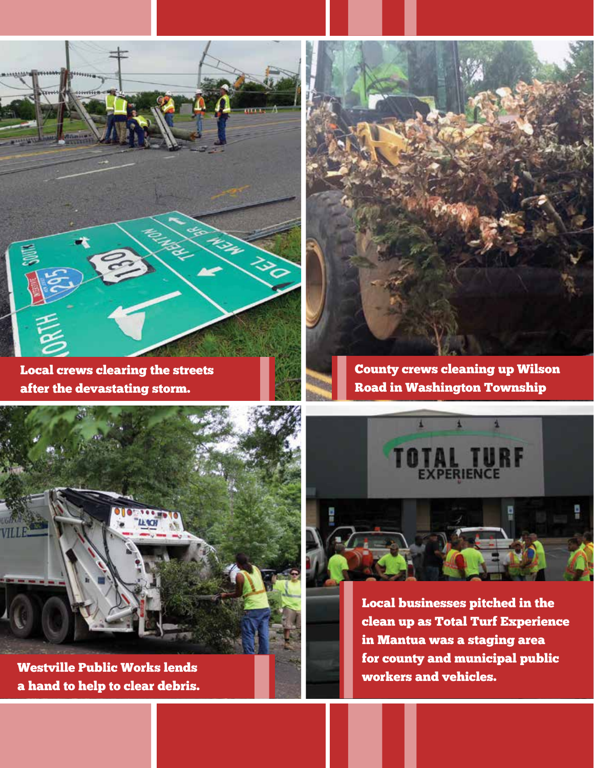Local crews clearing the streets after the devastating storm.

County crews cleaning up Wilson Road in Washington Township

Westville Public Works lends a hand to help to clear debris.

Local businesses pitched in the clean up as Total Turf Experience in Mantua was a staging area for county and municipal public workers and vehicles.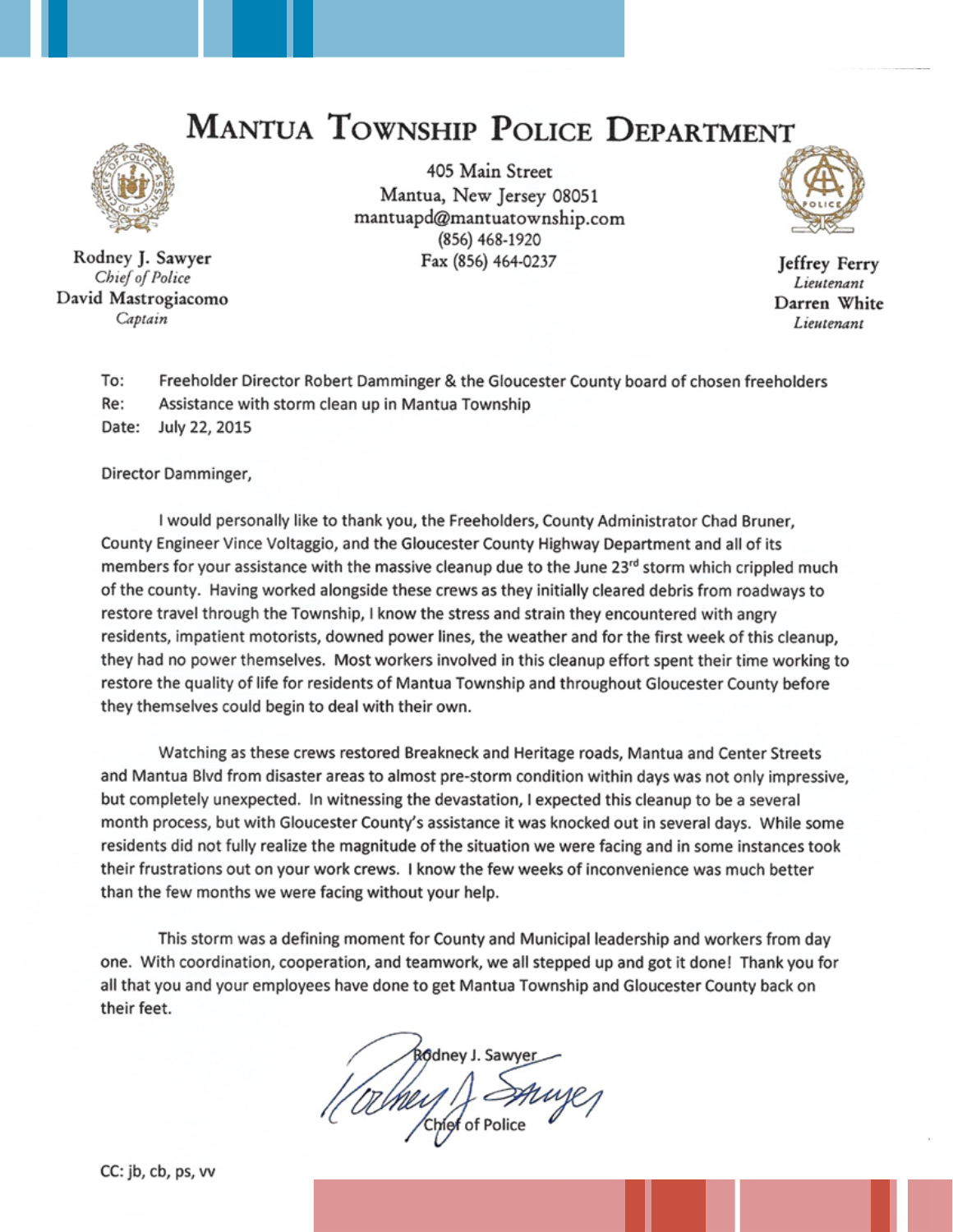# Mantua Township Police Department

405 Main Street
Mantua, New Jersey 08051
mantuapd@mantuatownship.com
(856) 468-1920
Fax (856) 464-0237

Rodney J. Sawyer
*Chief of Police*
David Mastrogiacomo
*Captain*

Jeffrey Ferry
*Lieutenant*
Darren White
*Lieutenant*

To: Freeholder Director Robert Damminger & the Gloucester County board of chosen freeholders
Re: Assistance with storm clean up in Mantua Township
Date: July 22, 2015

Director Damminger,

I would personally like to thank you, the Freeholders, County Administrator Chad Bruner, County Engineer Vince Voltaggio, and the Gloucester County Highway Department and all of its members for your assistance with the massive cleanup due to the June 23rd storm which crippled much of the county. Having worked alongside these crews as they initially cleared debris from roadways to restore travel through the Township, I know the stress and strain they encountered with angry residents, impatient motorists, downed power lines, the weather and for the first week of this cleanup, they had no power themselves. Most workers involved in this cleanup effort spent their time working to restore the quality of life for residents of Mantua Township and throughout Gloucester County before they themselves could begin to deal with their own.

Watching as these crews restored Breakneck and Heritage roads, Mantua and Center Streets and Mantua Blvd from disaster areas to almost pre-storm condition within days was not only impressive, but completely unexpected. In witnessing the devastation, I expected this cleanup to be a several month process, but with Gloucester County's assistance it was knocked out in several days. While some residents did not fully realize the magnitude of the situation we were facing and in some instances took their frustrations out on your work crews. I know the few weeks of inconvenience was much better than the few months we were facing without your help.

This storm was a defining moment for County and Municipal leadership and workers from day one. With coordination, cooperation, and teamwork, we all stepped up and got it done! Thank you for all that you and your employees have done to get Mantua Township and Gloucester County back on their feet.

Rodney J. Sawyer
Chief of Police

CC: jb, cb, ps, vv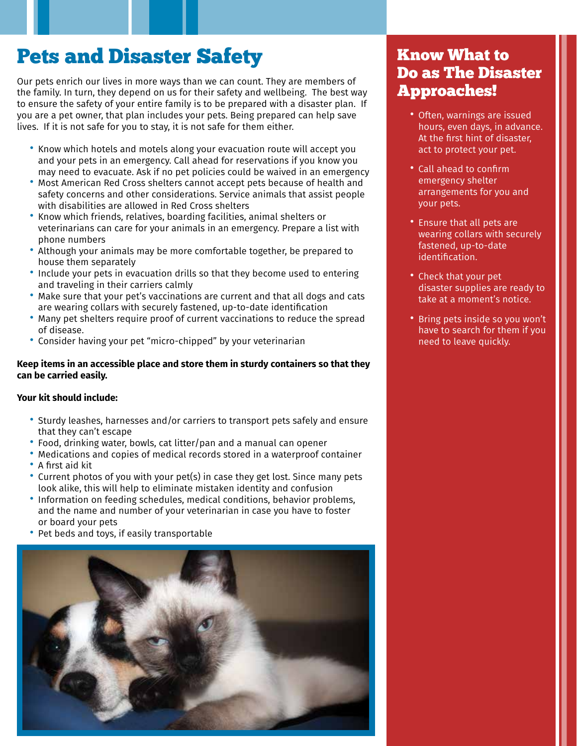# Pets and Disaster Safety

Our pets enrich our lives in more ways than we can count. They are members of the family. In turn, they depend on us for their safety and wellbeing. The best way to ensure the safety of your entire family is to be prepared with a disaster plan. If you are a pet owner, that plan includes your pets. Being prepared can help save lives. If it is not safe for you to stay, it is not safe for them either.

- Know which hotels and motels along your evacuation route will accept you and your pets in an emergency. Call ahead for reservations if you know you may need to evacuate. Ask if no pet policies could be waived in an emergency
- Most American Red Cross shelters cannot accept pets because of health and safety concerns and other considerations. Service animals that assist people with disabilities are allowed in Red Cross shelters
- Know which friends, relatives, boarding facilities, animal shelters or veterinarians can care for your animals in an emergency. Prepare a list with phone numbers
- Although your animals may be more comfortable together, be prepared to house them separately
- Include your pets in evacuation drills so that they become used to entering and traveling in their carriers calmly
- Make sure that your pet's vaccinations are current and that all dogs and cats are wearing collars with securely fastened, up-to-date identification
- Many pet shelters require proof of current vaccinations to reduce the spread of disease.
- Consider having your pet "micro-chipped" by your veterinarian

**Keep items in an accessible place and store them in sturdy containers so that they can be carried easily.**

**Your kit should include:**

- Sturdy leashes, harnesses and/or carriers to transport pets safely and ensure that they can't escape
- Food, drinking water, bowls, cat litter/pan and a manual can opener
- Medications and copies of medical records stored in a waterproof container
- A first aid kit
- Current photos of you with your pet(s) in case they get lost. Since many pets look alike, this will help to eliminate mistaken identity and confusion
- Information on feeding schedules, medical conditions, behavior problems, and the name and number of your veterinarian in case you have to foster or board your pets
- Pet beds and toys, if easily transportable

## Know What to Do as The Disaster Approaches!

- Often, warnings are issued hours, even days, in advance. At the first hint of disaster, act to protect your pet.
- Call ahead to confirm emergency shelter arrangements for you and your pets.
- Ensure that all pets are wearing collars with securely fastened, up-to-date identification.
- Check that your pet disaster supplies are ready to take at a moment's notice.
- Bring pets inside so you won't have to search for them if you need to leave quickly.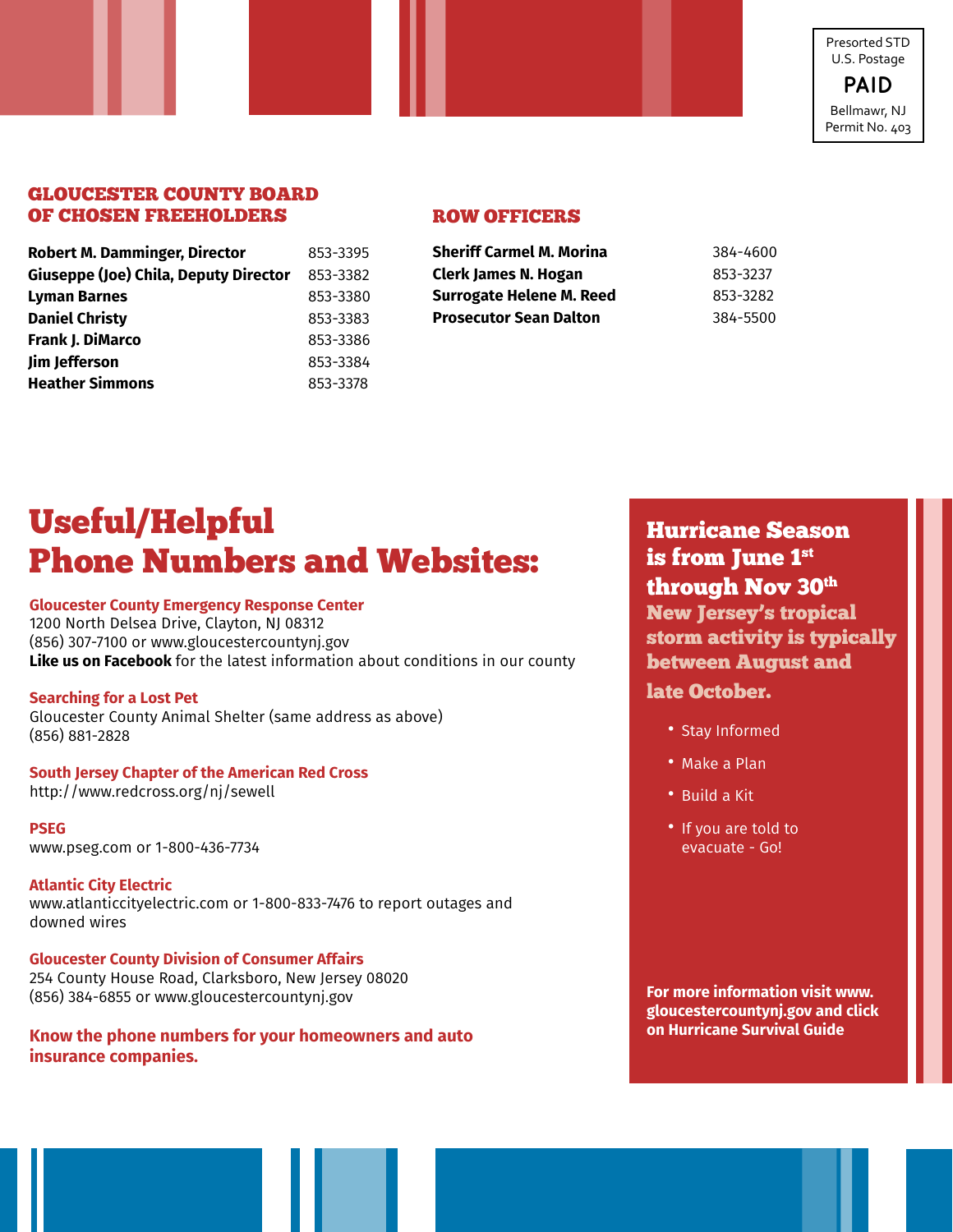Presorted STD
U.S. Postage
PAID
Bellmawr, NJ
Permit No. 403

## GLOUCESTER COUNTY BOARD OF CHOSEN FREEHOLDERS

| | |
|---|---|
| **Robert M. Damminger, Director** | 853-3395 |
| **Giuseppe (Joe) Chila, Deputy Director** | 853-3382 |
| **Lyman Barnes** | 853-3380 |
| **Daniel Christy** | 853-3383 |
| **Frank J. DiMarco** | 853-3386 |
| **Jim Jefferson** | 853-3384 |
| **Heather Simmons** | 853-3378 |

## ROW OFFICERS

| | |
|---|---|
| **Sheriff Carmel M. Morina** | 384-4600 |
| **Clerk James N. Hogan** | 853-3237 |
| **Surrogate Helene M. Reed** | 853-3282 |
| **Prosecutor Sean Dalton** | 384-5500 |

# Useful/Helpful Phone Numbers and Websites:

**Gloucester County Emergency Response Center**
1200 North Delsea Drive, Clayton, NJ 08312
(856) 307-7100 or www.gloucestercountynj.gov
**Like us on Facebook** for the latest information about conditions in our county

**Searching for a Lost Pet**
Gloucester County Animal Shelter (same address as above)
(856) 881-2828

**South Jersey Chapter of the American Red Cross**
http://www.redcross.org/nj/sewell

**PSEG**
www.pseg.com or 1-800-436-7734

**Atlantic City Electric**
www.atlanticcityelectric.com or 1-800-833-7476 to report outages and downed wires

**Gloucester County Division of Consumer Affairs**
254 County House Road, Clarksboro, New Jersey 08020
(856) 384-6855 or www.gloucestercountynj.gov

**Know the phone numbers for your homeowners and auto insurance companies.**

## Hurricane Season is from June 1st through Nov 30th

**New Jersey's tropical storm activity is typically between August and late October.**

- Stay Informed
- Make a Plan
- Build a Kit
- If you are told to evacuate - Go!

**For more information visit www.gloucestercountynj.gov and click on Hurricane Survival Guide**